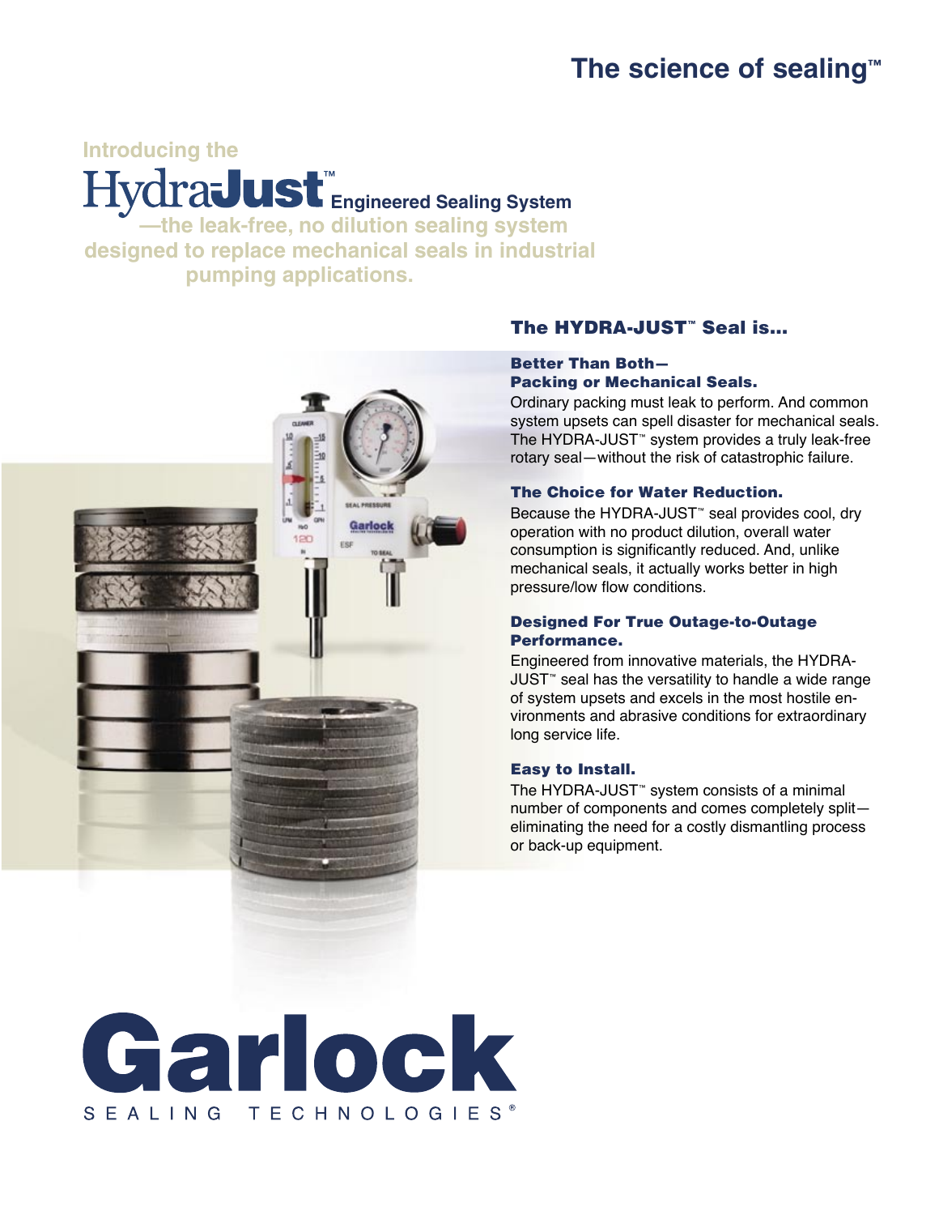# The science of sealing™

Introducing the

## HydraJust™ Engineered Sealing System

—the leak-free, no dilution sealing system designed to replace mechanical seals in industrial pumping applications.

## The HYDRA-JUST™ Seal is...

### Better Than Both—Packing or Mechanical Seals.

Ordinary packing must leak to perform. And common system upsets can spell disaster for mechanical seals. The HYDRA-JUST™ system provides a truly leak-free rotary seal—without the risk of catastrophic failure.

### The Choice for Water Reduction.

Because the HYDRA-JUST™ seal provides cool, dry operation with no product dilution, overall water consumption is significantly reduced. And, unlike mechanical seals, it actually works better in high pressure/low flow conditions.

### Designed For True Outage-to-Outage Performance.

Engineered from innovative materials, the HYDRA-JUST™ seal has the versatility to handle a wide range of system upsets and excels in the most hostile environments and abrasive conditions for extraordinary long service life.

### Easy to Install.

The HYDRA-JUST™ system consists of a minimal number of components and comes completely split—eliminating the need for a costly dismantling process or back-up equipment.

**Garlock**

SEALING TECHNOLOGIES®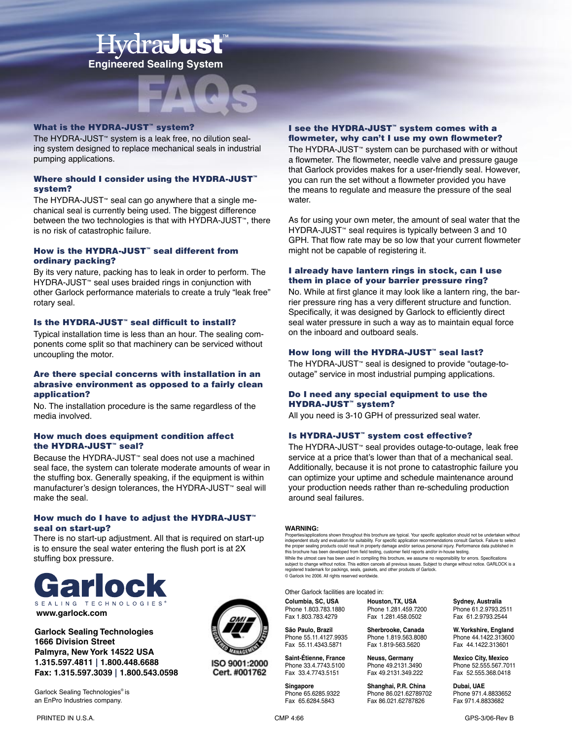# HydraJust™

**Engineered Sealing System**

## FAQs

### What is the HYDRA-JUST™ system?

The HYDRA-JUST™ system is a leak free, no dilution sealing system designed to replace mechanical seals in industrial pumping applications.

### Where should I consider using the HYDRA-JUST™ system?

The HYDRA-JUST™ seal can go anywhere that a single mechanical seal is currently being used. The biggest difference between the two technologies is that with HYDRA-JUST™, there is no risk of catastrophic failure.

### How is the HYDRA-JUST™ seal different from ordinary packing?

By its very nature, packing has to leak in order to perform. The HYDRA-JUST™ seal uses braided rings in conjunction with other Garlock performance materials to create a truly "leak free" rotary seal.

### Is the HYDRA-JUST™ seal difficult to install?

Typical installation time is less than an hour. The sealing components come split so that machinery can be serviced without uncoupling the motor.

### Are there special concerns with installation in an abrasive environment as opposed to a fairly clean application?

No. The installation procedure is the same regardless of the media involved.

### How much does equipment condition affect the HYDRA-JUST™ seal?

Because the HYDRA-JUST™ seal does not use a machined seal face, the system can tolerate moderate amounts of wear in the stuffing box. Generally speaking, if the equipment is within manufacturer's design tolerances, the HYDRA-JUST™ seal will make the seal.

### How much do I have to adjust the HYDRA-JUST™ seal on start-up?

There is no start-up adjustment. All that is required on start-up is to ensure the seal water entering the flush port is at 2X stuffing box pressure.

### I see the HYDRA-JUST™ system comes with a flowmeter, why can't I use my own flowmeter?

The HYDRA-JUST™ system can be purchased with or without a flowmeter. The flowmeter, needle valve and pressure gauge that Garlock provides makes for a user-friendly seal. However, you can run the set without a flowmeter provided you have the means to regulate and measure the pressure of the seal water.

As for using your own meter, the amount of seal water that the HYDRA-JUST™ seal requires is typically between 3 and 10 GPH. That flow rate may be so low that your current flowmeter might not be capable of registering it.

### I already have lantern rings in stock, can I use them in place of your barrier pressure ring?

No. While at first glance it may look like a lantern ring, the barrier pressure ring has a very different structure and function. Specifically, it was designed by Garlock to efficiently direct seal water pressure in such a way as to maintain equal force on the inboard and outboard seals.

### How long will the HYDRA-JUST™ seal last?

The HYDRA-JUST™ seal is designed to provide "outage-to-outage" service in most industrial pumping applications.

### Do I need any special equipment to use the HYDRA-JUST™ system?

All you need is 3-10 GPH of pressurized seal water.

### Is HYDRA-JUST™ system cost effective?

The HYDRA-JUST™ seal provides outage-to-outage, leak free service at a price that's lower than that of a mechanical seal. Additionally, because it is not prone to catastrophic failure you can optimize your uptime and schedule maintenance around your production needs rather than re-scheduling production around seal failures.

**WARNING:**
Properties/applications shown throughout this brochure are typical. Your specific application should not be undertaken without independent study and evaluation for suitability. For specific application recommendations consult Garlock. Failure to select the proper sealing products could result in property damage and/or serious personal injury. Performance data published in this brochure has been developed from field testing, customer field reports and/or in-house testing.
While the utmost care has been used in compiling this brochure, we assume no responsibility for errors. Specifications subject to change without notice. This edition cancels all previous issues. Subject to change without notice. GARLOCK is a registered trademark for packings, seals, gaskets, and other products of Garlock.
© Garlock Inc 2006. All rights reserved worldwide.

**Garlock**
SEALING TECHNOLOGIES®
**www.garlock.com**

**Garlock Sealing Technologies**
**1666 Division Street**
**Palmyra, New York 14522 USA**
**1.315.597.4811 | 1.800.448.6688**
**Fax: 1.315.597.3039 | 1.800.543.0598**

Garlock Sealing Technologies® is an EnPro Industries company.

ISO 9001:2000
Cert. #001762

Other Garlock facilities are located in:

**Columbia, SC, USA**
Phone 1.803.783.1880
Fax 1.803.783.4279

**Houston, TX, USA**
Phone 1.281.459.7200
Fax 1.281.458.0502

**Sydney, Australia**
Phone 61.2.9793.2511
Fax 61.2.9793.2544

**São Paulo, Brazil**
Phone 55.11.4127.9935
Fax 55.11.4343.5871

**Sherbrooke, Canada**
Phone 1.819.563.8080
Fax 1.819-563.5620

**W. Yorkshire, England**
Phone 44.1422.313600
Fax 44.1422.313601

**Saint-Étienne, France**
Phone 33.4.7743.5100
Fax 33.4.7743.5151

**Neuss, Germany**
Phone 49.2131.3490
Fax 49.2131.349.222

**Mexico City, Mexico**
Phone 52.555.567.7011
Fax 52.555.368.0418

**Singapore**
Phone 65.6285.9322
Fax 65.6284.5843

**Shanghai, P.R. China**
Phone 86.021.62789702
Fax 86.021.62787826

**Dubai, UAE**
Phone 971.4.8833652
Fax 971.4.8833682

PRINTED IN U.S.A. CMP 4:66 GPS-3/06-Rev B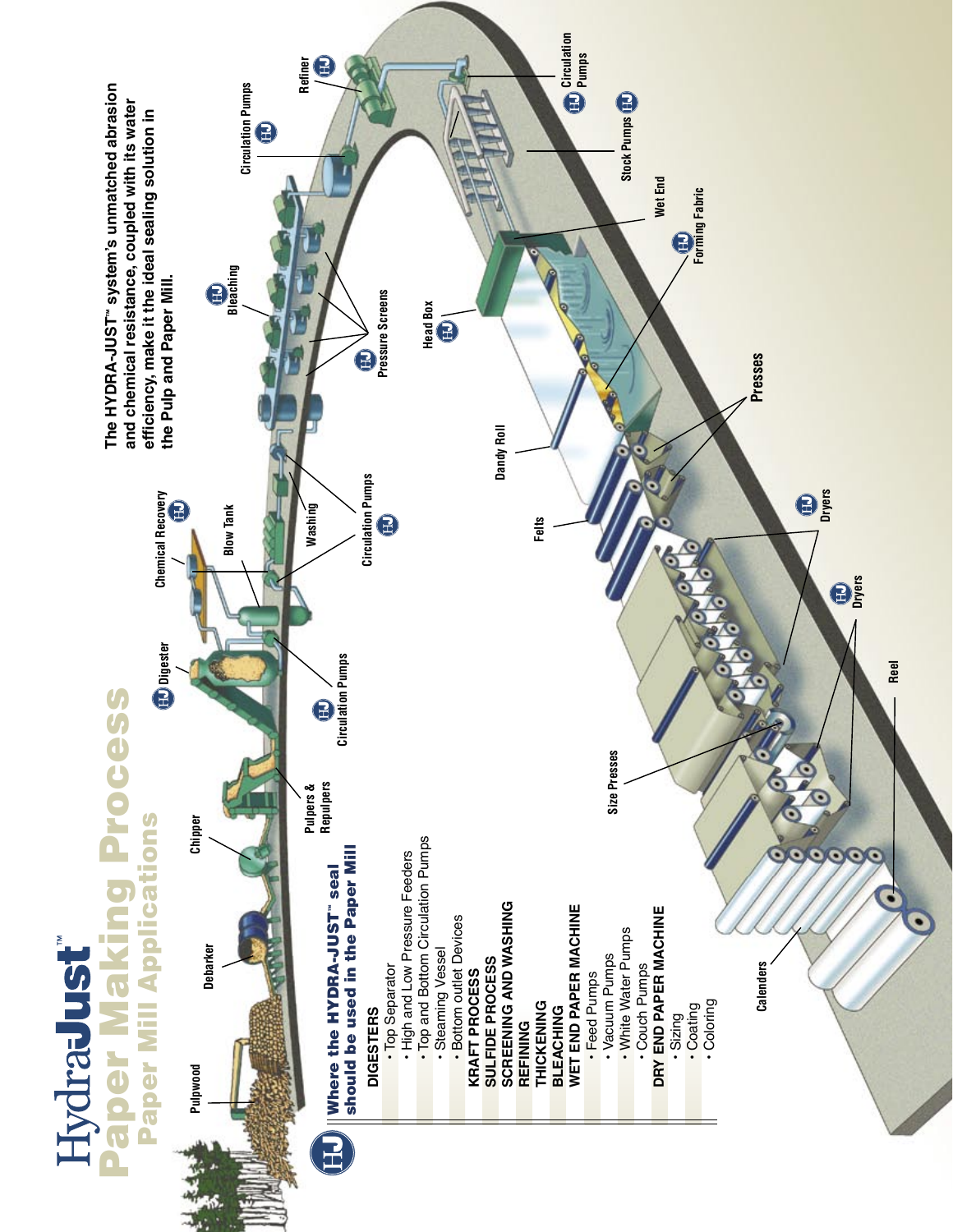# HydraJust™

# Paper Making Process

## Paper Mill Applications

The HYDRA-JUST™ system's unmatched abrasion and chemical resistance, coupled with its water efficiency, make it the ideal sealing solution in the Pulp and Paper Mill.

Pulpwood

Debarker

Chipper

Pulpers & Repulpers

Digester

Circulation Pumps

Blow Tank

Chemical Recovery

Washing

Circulation Pumps

Pressure Screens

Bleaching

Circulation Pumps

Refiner

Circulation Pumps

Stock Pumps

Wet End

Forming Fabric

Head Box

Dandy Roll

Felts

Presses

Dryers

Dryers

Size Presses

Reel

Calenders

### Where the HYDRA-JUST™ seal should be used in the Paper Mill

**DIGESTERS**

- Top Separator
- High and Low Pressure Feeders
- Top and Bottom Circulation Pumps
- Steaming Vessel
- Bottom outlet Devices

**KRAFT PROCESS**

**SULFIDE PROCESS**

**SCREENING AND WASHING**

**REFINING**

**THICKENING**

**BLEACHING**

**WET END PAPER MACHINE**

- Feed Pumps
- Vacuum Pumps
- White Water Pumps
- Couch Pumps

**DRY END PAPER MACHINE**

- Sizing
- Coating
- Coloring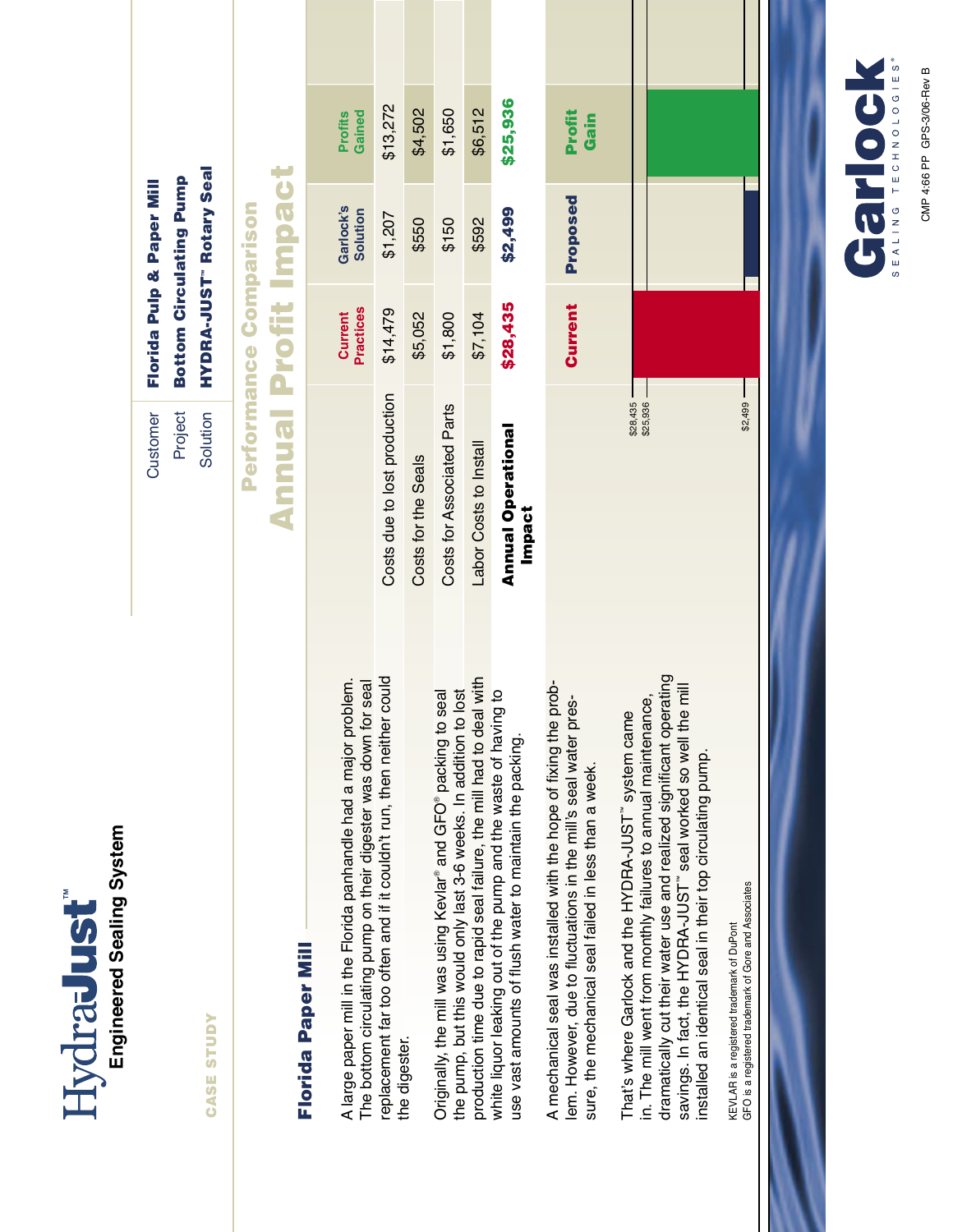HydraJust™
**Engineered Sealing System**

CASE STUDY

Customer **Florida Pulp & Paper Mill**
Project **Bottom Circulating Pump**
Solution **HYDRA-JUST™ Rotary Seal**

## Florida Paper Mill

A large paper mill in the Florida panhandle had a major problem. The bottom circulating pump on their digester was down for seal replacement far too often and if it couldn't run, then neither could the digester.

Originally, the mill was using Kevlar® and GFO® packing to seal the pump, but this would only last 3-6 weeks. In addition to lost production time due to rapid seal failure, the mill had to deal with white liquor leaking out of the pump and the waste of having to use vast amounts of flush water to maintain the packing.

A mechanical seal was installed with the hope of fixing the problem. However, due to fluctuations in the mill's seal water pressure, the mechanical seal failed in less than a week.

That's where Garlock and the HYDRA-JUST™ system came in. The mill went from monthly failures to annual maintenance, dramatically cut their water use and realized significant operating savings. In fact, the HYDRA-JUST™ seal worked so well the mill installed an identical seal in their top circulating pump.

KEVLAR is a registered trademark of DuPont
GFO is a registered trademark of Gore and Associates

## Performance Comparison
## Annual Profit Impact

| | Current Practices | Garlock's Solution | Profits Gained |
|---|---|---|---|
| Costs due to lost production | $14,479 | $1,207 | $13,272 |
| Costs for the Seals | $5,052 | $550 | $4,502 |
| Costs for Associated Parts | $1,800 | $150 | $1,650 |
| Labor Costs to Install | $7,104 | $592 | $6,512 |
| **Annual Operational Impact** | **$28,435** | **$2,499** | **$25,936** |

$28,435
$25,936
$2,499
Current
Proposed
Profit Gain

Garlock
SEALING TECHNOLOGIES®

CMP 4:66 PP GPS-3/06-Rev B